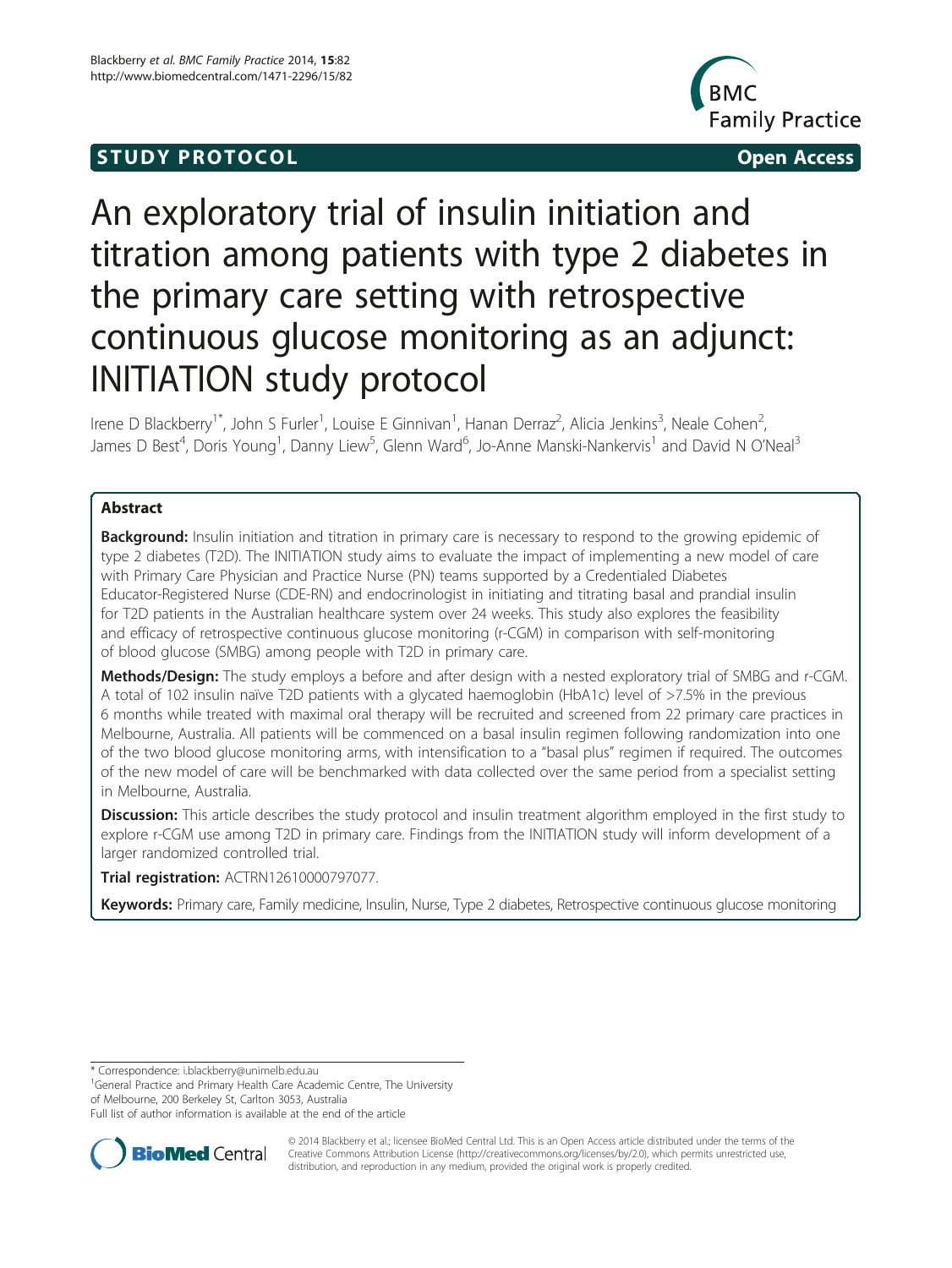STUDY PROTOCOL Open Access

# An exploratory trial of insulin initiation and titration among patients with type 2 diabetes in the primary care setting with retrospective continuous glucose monitoring as an adjunct: INITIATION study protocol

Irene D Blackberry[1*], John S Furler[1], Louise E Ginnivan[1], Hanan Derraz[2], Alicia Jenkins[3], Neale Cohen[2], James D Best[4], Doris Young[1], Danny Liew[5], Glenn Ward[6], Jo-Anne Manski-Nankervis[1] and David N O'Neal[3]

## Abstract

**Background:** Insulin initiation and titration in primary care is necessary to respond to the growing epidemic of type 2 diabetes (T2D). The INITIATION study aims to evaluate the impact of implementing a new model of care with Primary Care Physician and Practice Nurse (PN) teams supported by a Credentialed Diabetes Educator-Registered Nurse (CDE-RN) and endocrinologist in initiating and titrating basal and prandial insulin for T2D patients in the Australian healthcare system over 24 weeks. This study also explores the feasibility and efficacy of retrospective continuous glucose monitoring (r-CGM) in comparison with self-monitoring of blood glucose (SMBG) among people with T2D in primary care.

**Methods/Design:** The study employs a before and after design with a nested exploratory trial of SMBG and r-CGM. A total of 102 insulin naïve T2D patients with a glycated haemoglobin (HbA1c) level of >7.5% in the previous 6 months while treated with maximal oral therapy will be recruited and screened from 22 primary care practices in Melbourne, Australia. All patients will be commenced on a basal insulin regimen following randomization into one of the two blood glucose monitoring arms, with intensification to a "basal plus" regimen if required. The outcomes of the new model of care will be benchmarked with data collected over the same period from a specialist setting in Melbourne, Australia.

**Discussion:** This article describes the study protocol and insulin treatment algorithm employed in the first study to explore r-CGM use among T2D in primary care. Findings from the INITIATION study will inform development of a larger randomized controlled trial.

**Trial registration:** ACTRN12610000797077.

**Keywords:** Primary care, Family medicine, Insulin, Nurse, Type 2 diabetes, Retrospective continuous glucose monitoring

---

\* Correspondence: i.blackberry@unimelb.edu.au
[1]General Practice and Primary Health Care Academic Centre, The University of Melbourne, 200 Berkeley St, Carlton 3053, Australia
Full list of author information is available at the end of the article

© 2014 Blackberry et al.; licensee BioMed Central Ltd. This is an Open Access article distributed under the terms of the Creative Commons Attribution License (http://creativecommons.org/licenses/by/2.0), which permits unrestricted use, distribution, and reproduction in any medium, provided the original work is properly credited.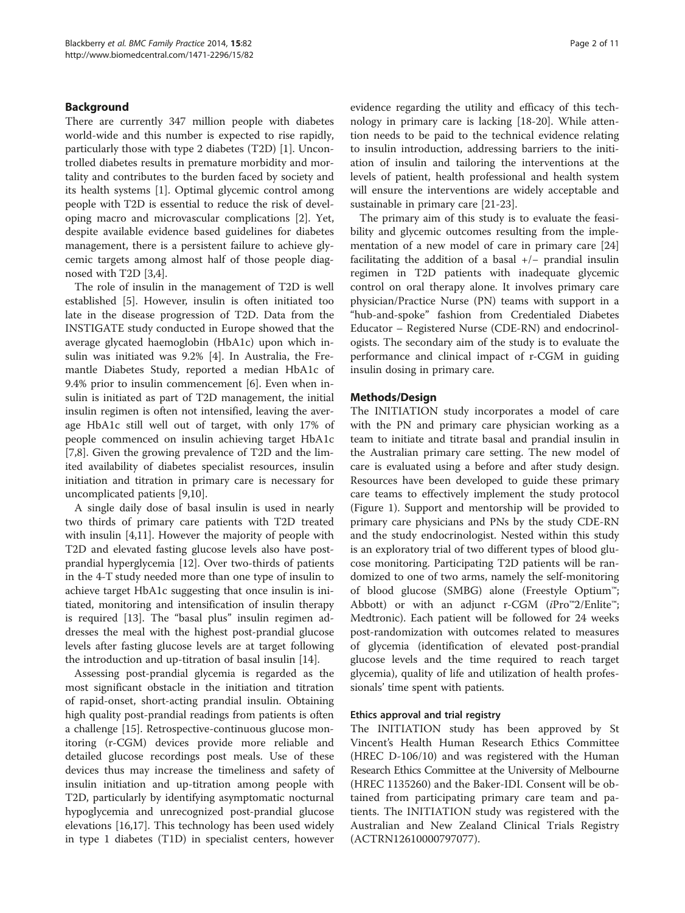## Background

There are currently 347 million people with diabetes world-wide and this number is expected to rise rapidly, particularly those with type 2 diabetes (T2D) [1]. Uncontrolled diabetes results in premature morbidity and mortality and contributes to the burden faced by society and its health systems [1]. Optimal glycemic control among people with T2D is essential to reduce the risk of developing macro and microvascular complications [2]. Yet, despite available evidence based guidelines for diabetes management, there is a persistent failure to achieve glycemic targets among almost half of those people diagnosed with T2D [3,4].

The role of insulin in the management of T2D is well established [5]. However, insulin is often initiated too late in the disease progression of T2D. Data from the INSTIGATE study conducted in Europe showed that the average glycated haemoglobin (HbA1c) upon which insulin was initiated was 9.2% [4]. In Australia, the Fremantle Diabetes Study, reported a median HbA1c of 9.4% prior to insulin commencement [6]. Even when insulin is initiated as part of T2D management, the initial insulin regimen is often not intensified, leaving the average HbA1c still well out of target, with only 17% of people commenced on insulin achieving target HbA1c [7,8]. Given the growing prevalence of T2D and the limited availability of diabetes specialist resources, insulin initiation and titration in primary care is necessary for uncomplicated patients [9,10].

A single daily dose of basal insulin is used in nearly two thirds of primary care patients with T2D treated with insulin [4,11]. However the majority of people with T2D and elevated fasting glucose levels also have postprandial hyperglycemia [12]. Over two-thirds of patients in the 4-T study needed more than one type of insulin to achieve target HbA1c suggesting that once insulin is initiated, monitoring and intensification of insulin therapy is required [13]. The "basal plus" insulin regimen addresses the meal with the highest post-prandial glucose levels after fasting glucose levels are at target following the introduction and up-titration of basal insulin [14].

Assessing post-prandial glycemia is regarded as the most significant obstacle in the initiation and titration of rapid-onset, short-acting prandial insulin. Obtaining high quality post-prandial readings from patients is often a challenge [15]. Retrospective-continuous glucose monitoring (r-CGM) devices provide more reliable and detailed glucose recordings post meals. Use of these devices thus may increase the timeliness and safety of insulin initiation and up-titration among people with T2D, particularly by identifying asymptomatic nocturnal hypoglycemia and unrecognized post-prandial glucose elevations [16,17]. This technology has been used widely in type 1 diabetes (T1D) in specialist centers, however evidence regarding the utility and efficacy of this technology in primary care is lacking [18-20]. While attention needs to be paid to the technical evidence relating to insulin introduction, addressing barriers to the initiation of insulin and tailoring the interventions at the levels of patient, health professional and health system will ensure the interventions are widely acceptable and sustainable in primary care [21-23].

The primary aim of this study is to evaluate the feasibility and glycemic outcomes resulting from the implementation of a new model of care in primary care [24] facilitating the addition of a basal +/− prandial insulin regimen in T2D patients with inadequate glycemic control on oral therapy alone. It involves primary care physician/Practice Nurse (PN) teams with support in a "hub-and-spoke" fashion from Credentialed Diabetes Educator – Registered Nurse (CDE-RN) and endocrinologists. The secondary aim of the study is to evaluate the performance and clinical impact of r-CGM in guiding insulin dosing in primary care.

## Methods/Design

The INITIATION study incorporates a model of care with the PN and primary care physician working as a team to initiate and titrate basal and prandial insulin in the Australian primary care setting. The new model of care is evaluated using a before and after study design. Resources have been developed to guide these primary care teams to effectively implement the study protocol (Figure 1). Support and mentorship will be provided to primary care physicians and PNs by the study CDE-RN and the study endocrinologist. Nested within this study is an exploratory trial of two different types of blood glucose monitoring. Participating T2D patients will be randomized to one of two arms, namely the self-monitoring of blood glucose (SMBG) alone (Freestyle Optium™; Abbott) or with an adjunct r-CGM (*i*Pro™2/Enlite™; Medtronic). Each patient will be followed for 24 weeks post-randomization with outcomes related to measures of glycemia (identification of elevated post-prandial glucose levels and the time required to reach target glycemia), quality of life and utilization of health professionals' time spent with patients.

### Ethics approval and trial registry

The INITIATION study has been approved by St Vincent's Health Human Research Ethics Committee (HREC D-106/10) and was registered with the Human Research Ethics Committee at the University of Melbourne (HREC 1135260) and the Baker-IDI. Consent will be obtained from participating primary care team and patients. The INITIATION study was registered with the Australian and New Zealand Clinical Trials Registry (ACTRN12610000797077).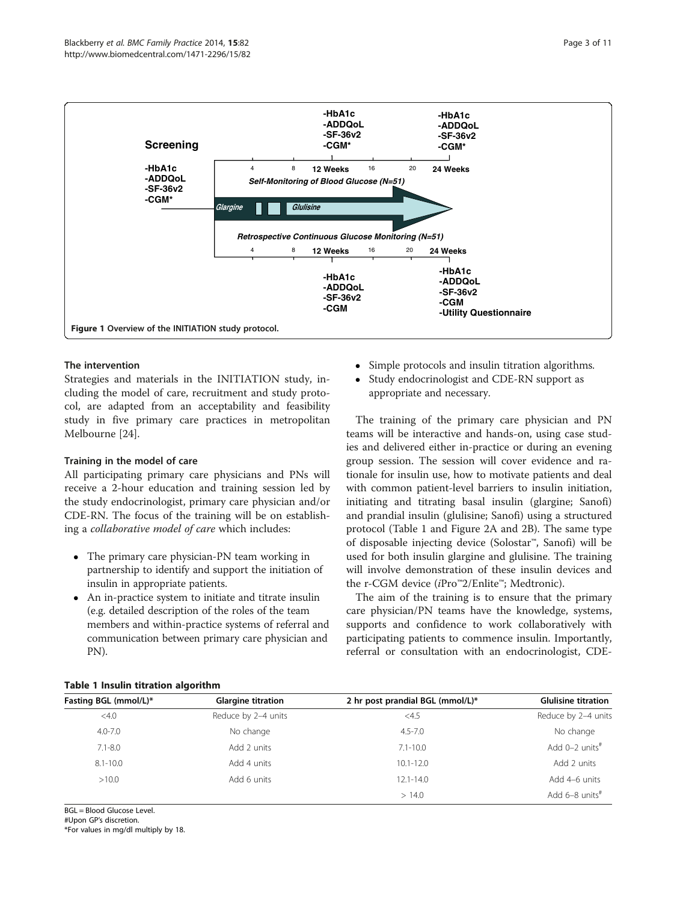Figure 1 Overview of the INITIATION study protocol.

### The intervention

Strategies and materials in the INITIATION study, including the model of care, recruitment and study protocol, are adapted from an acceptability and feasibility study in five primary care practices in metropolitan Melbourne [24].

### Training in the model of care

All participating primary care physicians and PNs will receive a 2-hour education and training session led by the study endocrinologist, primary care physician and/or CDE-RN. The focus of the training will be on establishing a *collaborative model of care* which includes:

- The primary care physician-PN team working in partnership to identify and support the initiation of insulin in appropriate patients.
- An in-practice system to initiate and titrate insulin (e.g. detailed description of the roles of the team members and within-practice systems of referral and communication between primary care physician and PN).
- Simple protocols and insulin titration algorithms.
- Study endocrinologist and CDE-RN support as appropriate and necessary.

The training of the primary care physician and PN teams will be interactive and hands-on, using case studies and delivered either in-practice or during an evening group session. The session will cover evidence and rationale for insulin use, how to motivate patients and deal with common patient-level barriers to insulin initiation, initiating and titrating basal insulin (glargine; Sanofi) and prandial insulin (glulisine; Sanofi) using a structured protocol (Table 1 and Figure 2A and 2B). The same type of disposable injecting device (Solostar™, Sanofi) will be used for both insulin glargine and glulisine. The training will involve demonstration of these insulin devices and the r-CGM device (*i*Pro™2/Enlite™; Medtronic).

The aim of the training is to ensure that the primary care physician/PN teams have the knowledge, systems, supports and confidence to work collaboratively with participating patients to commence insulin. Importantly, referral or consultation with an endocrinologist, CDE-

**Table 1 Insulin titration algorithm**

| Fasting BGL (mmol/L)* | Glargine titration | 2 hr post prandial BGL (mmol/L)* | Glulisine titration |
|---|---|---|---|
| <4.0 | Reduce by 2–4 units | <4.5 | Reduce by 2–4 units |
| 4.0-7.0 | No change | 4.5-7.0 | No change |
| 7.1-8.0 | Add 2 units | 7.1-10.0 | Add 0–2 units# |
| 8.1-10.0 | Add 4 units | 10.1-12.0 | Add 2 units |
| >10.0 | Add 6 units | 12.1-14.0 | Add 4–6 units |
| | | > 14.0 | Add 6–8 units# |

BGL = Blood Glucose Level.
#Upon GP's discretion.
*For values in mg/dl multiply by 18.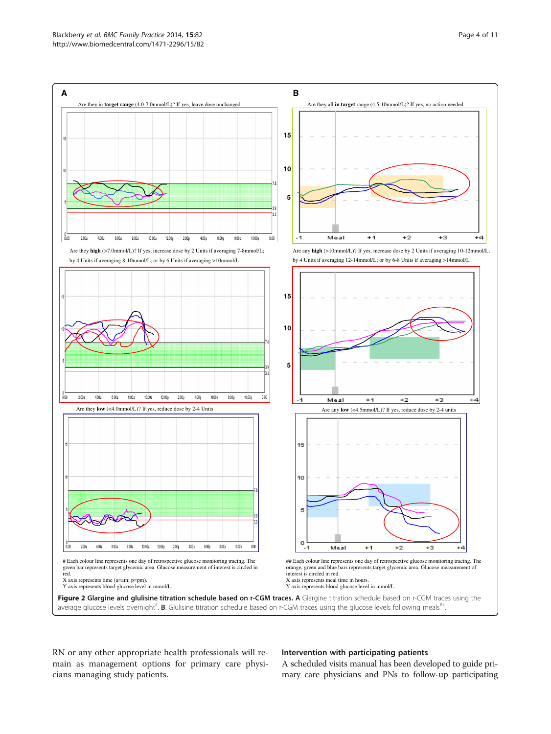**A**

Are they in **target range** (4.0-7.0mmol/L)? If yes, leave dose unchanged

Are they **high** (>7.0mmol/L)? If yes, increase dose by 2 Units if averaging 7-8mmol/L; by 4 Units if averaging 8-10mmol/L; or by 6 Units if averaging >10mmol/L.

Are they **low** (<4.0mmol/L)? If yes, reduce dose by 2-4 Units

\# Each colour line represents one day of retrospective glucose monitoring tracing. The green bar represents target glycemic area. Glucose measurement of interest is circled in red.
X axis represents time (a=am; p=pm).
Y axis represents blood glucose level in mmol/L.

**B**

Are they all **in target** range (4.5-10mmol/L)? If yes, no action needed

Are any **high** (>10mmol/L)? If yes, increase dose by 2 Units if averaging 10-12mmol/L; by 4 Units if averaging 12-14mmol/L; or by 6-8 Units if averaging >14mmol/L

Are any **low** (<4.5mmol/L)? If yes, reduce dose by 2-4 units

\#\# Each colour line represents one day of retrospective glucose monitoring tracing. The orange, green and blue bars represents target glycemic area. Glucose measurement of interest is circled in red.
X axis represents meal time in hours.
Y axis represents blood glucose level in mmol/L.

**Figure 2 Glargine and glulisine titration schedule based on r-CGM traces. A** Glargine titration schedule based on r-CGM traces using the average glucose levels overnight[#]. **B**. Glulisine titration schedule based on r-CGM traces using the glucose levels following meals[##].

RN or any other appropriate health professionals will remain as management options for primary care physicians managing study patients.

### Intervention with participating patients

A scheduled visits manual has been developed to guide primary care physicians and PNs to follow-up participating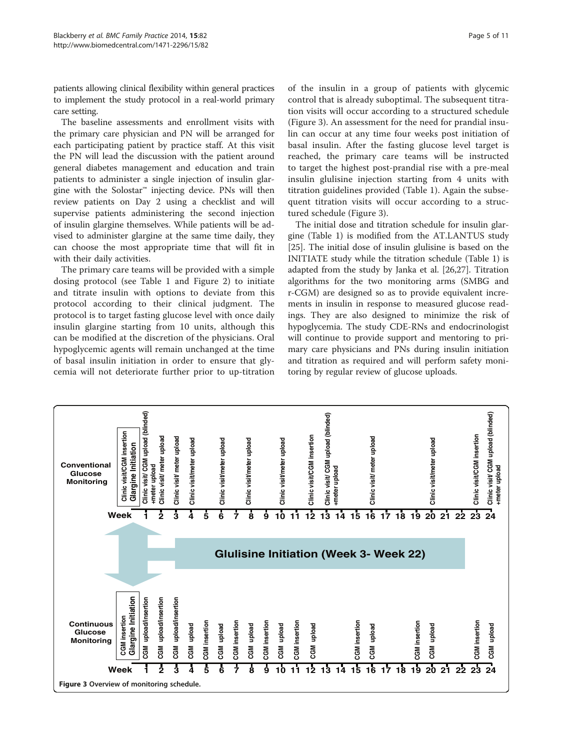patients allowing clinical flexibility within general practices to implement the study protocol in a real-world primary care setting.

The baseline assessments and enrollment visits with the primary care physician and PN will be arranged for each participating patient by practice staff. At this visit the PN will lead the discussion with the patient around general diabetes management and education and train patients to administer a single injection of insulin glargine with the Solostar™ injecting device. PNs will then review patients on Day 2 using a checklist and will supervise patients administering the second injection of insulin glargine themselves. While patients will be advised to administer glargine at the same time daily, they can choose the most appropriate time that will fit in with their daily activities.

The primary care teams will be provided with a simple dosing protocol (see Table 1 and Figure 2) to initiate and titrate insulin with options to deviate from this protocol according to their clinical judgment. The protocol is to target fasting glucose level with once daily insulin glargine starting from 10 units, although this can be modified at the discretion of the physicians. Oral hypoglycemic agents will remain unchanged at the time of basal insulin initiation in order to ensure that glycemia will not deteriorate further prior to up-titration of the insulin in a group of patients with glycemic control that is already suboptimal. The subsequent titration visits will occur according to a structured schedule (Figure 3). An assessment for the need for prandial insulin can occur at any time four weeks post initiation of basal insulin. After the fasting glucose level target is reached, the primary care teams will be instructed to target the highest post-prandial rise with a pre-meal insulin glulisine injection starting from 4 units with titration guidelines provided (Table 1). Again the subsequent titration visits will occur according to a structured schedule (Figure 3).

The initial dose and titration schedule for insulin glargine (Table 1) is modified from the AT.LANTUS study [25]. The initial dose of insulin glulisine is based on the INITIATE study while the titration schedule (Table 1) is adapted from the study by Janka et al. [26,27]. Titration algorithms for the two monitoring arms (SMBG and r-CGM) are designed so as to provide equivalent increments in insulin in response to measured glucose readings. They are also designed to minimize the risk of hypoglycemia. The study CDE-RNs and endocrinologist will continue to provide support and mentoring to primary care physicians and PNs during insulin initiation and titration as required and will perform safety monitoring by regular review of glucose uploads.

Figure 3 Overview of monitoring schedule.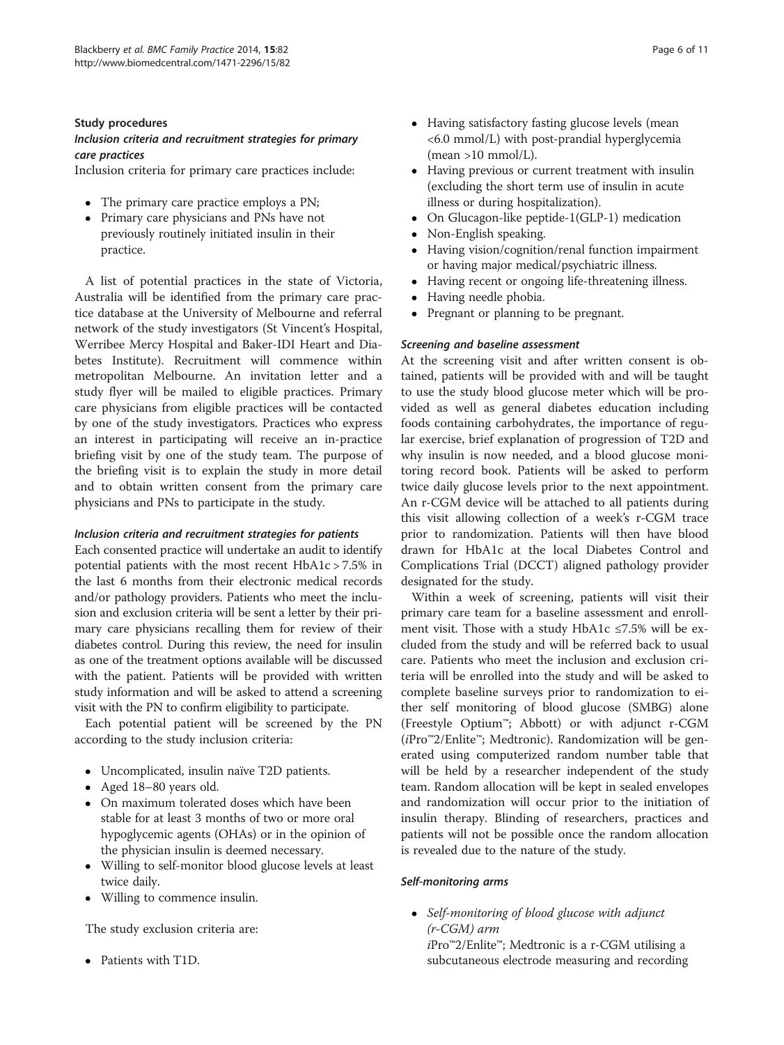### Study procedures

#### *Inclusion criteria and recruitment strategies for primary care practices*

Inclusion criteria for primary care practices include:

- The primary care practice employs a PN;
- Primary care physicians and PNs have not previously routinely initiated insulin in their practice.

A list of potential practices in the state of Victoria, Australia will be identified from the primary care practice database at the University of Melbourne and referral network of the study investigators (St Vincent's Hospital, Werribee Mercy Hospital and Baker-IDI Heart and Diabetes Institute). Recruitment will commence within metropolitan Melbourne. An invitation letter and a study flyer will be mailed to eligible practices. Primary care physicians from eligible practices will be contacted by one of the study investigators. Practices who express an interest in participating will receive an in-practice briefing visit by one of the study team. The purpose of the briefing visit is to explain the study in more detail and to obtain written consent from the primary care physicians and PNs to participate in the study.

#### *Inclusion criteria and recruitment strategies for patients*

Each consented practice will undertake an audit to identify potential patients with the most recent HbA1c > 7.5% in the last 6 months from their electronic medical records and/or pathology providers. Patients who meet the inclusion and exclusion criteria will be sent a letter by their primary care physicians recalling them for review of their diabetes control. During this review, the need for insulin as one of the treatment options available will be discussed with the patient. Patients will be provided with written study information and will be asked to attend a screening visit with the PN to confirm eligibility to participate.

Each potential patient will be screened by the PN according to the study inclusion criteria:

- Uncomplicated, insulin naïve T2D patients.
- Aged 18–80 years old.
- On maximum tolerated doses which have been stable for at least 3 months of two or more oral hypoglycemic agents (OHAs) or in the opinion of the physician insulin is deemed necessary.
- Willing to self-monitor blood glucose levels at least twice daily.
- Willing to commence insulin.

The study exclusion criteria are:

- Patients with T1D.
- Having satisfactory fasting glucose levels (mean <6.0 mmol/L) with post-prandial hyperglycemia (mean >10 mmol/L).
- Having previous or current treatment with insulin (excluding the short term use of insulin in acute illness or during hospitalization).
- On Glucagon-like peptide-1(GLP-1) medication
- Non-English speaking.
- Having vision/cognition/renal function impairment or having major medical/psychiatric illness.
- Having recent or ongoing life-threatening illness.
- Having needle phobia.
- Pregnant or planning to be pregnant.

#### *Screening and baseline assessment*

At the screening visit and after written consent is obtained, patients will be provided with and will be taught to use the study blood glucose meter which will be provided as well as general diabetes education including foods containing carbohydrates, the importance of regular exercise, brief explanation of progression of T2D and why insulin is now needed, and a blood glucose monitoring record book. Patients will be asked to perform twice daily glucose levels prior to the next appointment. An r-CGM device will be attached to all patients during this visit allowing collection of a week's r-CGM trace prior to randomization. Patients will then have blood drawn for HbA1c at the local Diabetes Control and Complications Trial (DCCT) aligned pathology provider designated for the study.

Within a week of screening, patients will visit their primary care team for a baseline assessment and enrollment visit. Those with a study HbA1c ≤7.5% will be excluded from the study and will be referred back to usual care. Patients who meet the inclusion and exclusion criteria will be enrolled into the study and will be asked to complete baseline surveys prior to randomization to either self monitoring of blood glucose (SMBG) alone (Freestyle Optium™; Abbott) or with adjunct r-CGM (*i*Pro™2/Enlite™; Medtronic). Randomization will be generated using computerized random number table that will be held by a researcher independent of the study team. Random allocation will be kept in sealed envelopes and randomization will occur prior to the initiation of insulin therapy. Blinding of researchers, practices and patients will not be possible once the random allocation is revealed due to the nature of the study.

#### Self-monitoring arms

- *Self-monitoring of blood glucose with adjunct (r-CGM) arm*
  *i*Pro™2/Enlite™; Medtronic is a r-CGM utilising a subcutaneous electrode measuring and recording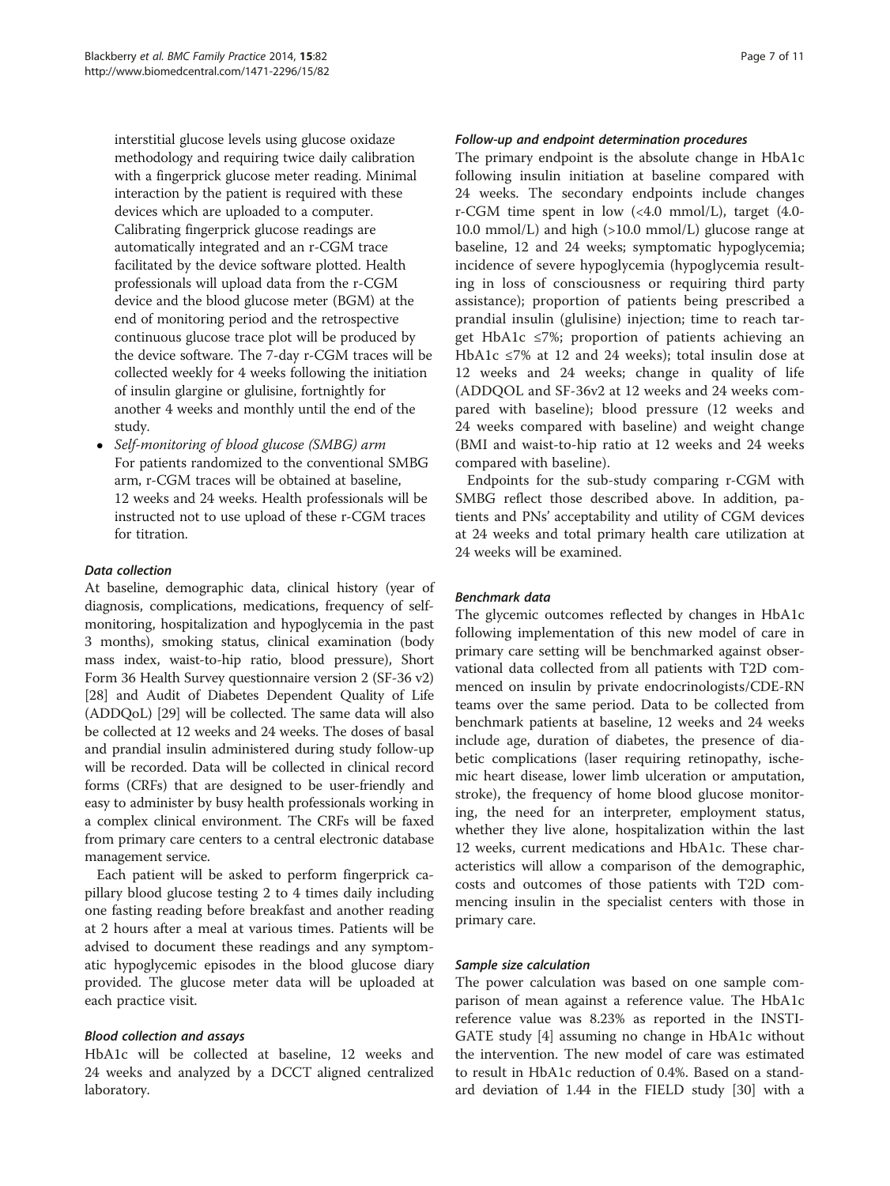interstitial glucose levels using glucose oxidaze methodology and requiring twice daily calibration with a fingerprick glucose meter reading. Minimal interaction by the patient is required with these devices which are uploaded to a computer. Calibrating fingerprick glucose readings are automatically integrated and an r-CGM trace facilitated by the device software plotted. Health professionals will upload data from the r-CGM device and the blood glucose meter (BGM) at the end of monitoring period and the retrospective continuous glucose trace plot will be produced by the device software. The 7-day r-CGM traces will be collected weekly for 4 weeks following the initiation of insulin glargine or glulisine, fortnightly for another 4 weeks and monthly until the end of the study.

- *Self-monitoring of blood glucose (SMBG) arm*
  For patients randomized to the conventional SMBG arm, r-CGM traces will be obtained at baseline, 12 weeks and 24 weeks. Health professionals will be instructed not to use upload of these r-CGM traces for titration.

#### Data collection

At baseline, demographic data, clinical history (year of diagnosis, complications, medications, frequency of self-monitoring, hospitalization and hypoglycemia in the past 3 months), smoking status, clinical examination (body mass index, waist-to-hip ratio, blood pressure), Short Form 36 Health Survey questionnaire version 2 (SF-36 v2) [28] and Audit of Diabetes Dependent Quality of Life (ADDQoL) [29] will be collected. The same data will also be collected at 12 weeks and 24 weeks. The doses of basal and prandial insulin administered during study follow-up will be recorded. Data will be collected in clinical record forms (CRFs) that are designed to be user-friendly and easy to administer by busy health professionals working in a complex clinical environment. The CRFs will be faxed from primary care centers to a central electronic database management service.

Each patient will be asked to perform fingerprick capillary blood glucose testing 2 to 4 times daily including one fasting reading before breakfast and another reading at 2 hours after a meal at various times. Patients will be advised to document these readings and any symptomatic hypoglycemic episodes in the blood glucose diary provided. The glucose meter data will be uploaded at each practice visit.

#### Blood collection and assays

HbA1c will be collected at baseline, 12 weeks and 24 weeks and analyzed by a DCCT aligned centralized laboratory.

#### Follow-up and endpoint determination procedures

The primary endpoint is the absolute change in HbA1c following insulin initiation at baseline compared with 24 weeks. The secondary endpoints include changes r-CGM time spent in low (<4.0 mmol/L), target (4.0-10.0 mmol/L) and high (>10.0 mmol/L) glucose range at baseline, 12 and 24 weeks; symptomatic hypoglycemia; incidence of severe hypoglycemia (hypoglycemia resulting in loss of consciousness or requiring third party assistance); proportion of patients being prescribed a prandial insulin (glulisine) injection; time to reach target HbA1c ≤7%; proportion of patients achieving an HbA1c ≤7% at 12 and 24 weeks); total insulin dose at 12 weeks and 24 weeks; change in quality of life (ADDQOL and SF-36v2 at 12 weeks and 24 weeks compared with baseline); blood pressure (12 weeks and 24 weeks compared with baseline) and weight change (BMI and waist-to-hip ratio at 12 weeks and 24 weeks compared with baseline).

Endpoints for the sub-study comparing r-CGM with SMBG reflect those described above. In addition, patients and PNs' acceptability and utility of CGM devices at 24 weeks and total primary health care utilization at 24 weeks will be examined.

#### Benchmark data

The glycemic outcomes reflected by changes in HbA1c following implementation of this new model of care in primary care setting will be benchmarked against observational data collected from all patients with T2D commenced on insulin by private endocrinologists/CDE-RN teams over the same period. Data to be collected from benchmark patients at baseline, 12 weeks and 24 weeks include age, duration of diabetes, the presence of diabetic complications (laser requiring retinopathy, ischemic heart disease, lower limb ulceration or amputation, stroke), the frequency of home blood glucose monitoring, the need for an interpreter, employment status, whether they live alone, hospitalization within the last 12 weeks, current medications and HbA1c. These characteristics will allow a comparison of the demographic, costs and outcomes of those patients with T2D commencing insulin in the specialist centers with those in primary care.

#### Sample size calculation

The power calculation was based on one sample comparison of mean against a reference value. The HbA1c reference value was 8.23% as reported in the INSTIGATE study [4] assuming no change in HbA1c without the intervention. The new model of care was estimated to result in HbA1c reduction of 0.4%. Based on a standard deviation of 1.44 in the FIELD study [30] with a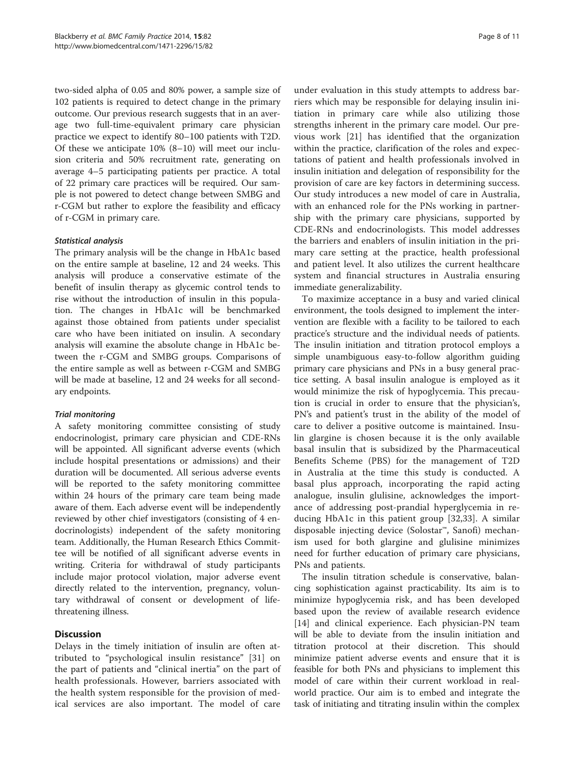two-sided alpha of 0.05 and 80% power, a sample size of 102 patients is required to detect change in the primary outcome. Our previous research suggests that in an average two full-time-equivalent primary care physician practice we expect to identify 80–100 patients with T2D. Of these we anticipate 10% (8–10) will meet our inclusion criteria and 50% recruitment rate, generating on average 4–5 participating patients per practice. A total of 22 primary care practices will be required. Our sample is not powered to detect change between SMBG and r-CGM but rather to explore the feasibility and efficacy of r-CGM in primary care.

#### *Statistical analysis*

The primary analysis will be the change in HbA1c based on the entire sample at baseline, 12 and 24 weeks. This analysis will produce a conservative estimate of the benefit of insulin therapy as glycemic control tends to rise without the introduction of insulin in this population. The changes in HbA1c will be benchmarked against those obtained from patients under specialist care who have been initiated on insulin. A secondary analysis will examine the absolute change in HbA1c between the r-CGM and SMBG groups. Comparisons of the entire sample as well as between r-CGM and SMBG will be made at baseline, 12 and 24 weeks for all secondary endpoints.

#### *Trial monitoring*

A safety monitoring committee consisting of study endocrinologist, primary care physician and CDE-RNs will be appointed. All significant adverse events (which include hospital presentations or admissions) and their duration will be documented. All serious adverse events will be reported to the safety monitoring committee within 24 hours of the primary care team being made aware of them. Each adverse event will be independently reviewed by other chief investigators (consisting of 4 endocrinologists) independent of the safety monitoring team. Additionally, the Human Research Ethics Committee will be notified of all significant adverse events in writing. Criteria for withdrawal of study participants include major protocol violation, major adverse event directly related to the intervention, pregnancy, voluntary withdrawal of consent or development of life-threatening illness.

## Discussion

Delays in the timely initiation of insulin are often attributed to "psychological insulin resistance" [31] on the part of patients and "clinical inertia" on the part of health professionals. However, barriers associated with the health system responsible for the provision of medical services are also important. The model of care under evaluation in this study attempts to address barriers which may be responsible for delaying insulin initiation in primary care while also utilizing those strengths inherent in the primary care model. Our previous work [21] has identified that the organization within the practice, clarification of the roles and expectations of patient and health professionals involved in insulin initiation and delegation of responsibility for the provision of care are key factors in determining success. Our study introduces a new model of care in Australia, with an enhanced role for the PNs working in partnership with the primary care physicians, supported by CDE-RNs and endocrinologists. This model addresses the barriers and enablers of insulin initiation in the primary care setting at the practice, health professional and patient level. It also utilizes the current healthcare system and financial structures in Australia ensuring immediate generalizability.

To maximize acceptance in a busy and varied clinical environment, the tools designed to implement the intervention are flexible with a facility to be tailored to each practice's structure and the individual needs of patients. The insulin initiation and titration protocol employs a simple unambiguous easy-to-follow algorithm guiding primary care physicians and PNs in a busy general practice setting. A basal insulin analogue is employed as it would minimize the risk of hypoglycemia. This precaution is crucial in order to ensure that the physician's, PN's and patient's trust in the ability of the model of care to deliver a positive outcome is maintained. Insulin glargine is chosen because it is the only available basal insulin that is subsidized by the Pharmaceutical Benefits Scheme (PBS) for the management of T2D in Australia at the time this study is conducted. A basal plus approach, incorporating the rapid acting analogue, insulin glulisine, acknowledges the importance of addressing post-prandial hyperglycemia in reducing HbA1c in this patient group [32,33]. A similar disposable injecting device (Solostar™, Sanofi) mechanism used for both glargine and glulisine minimizes need for further education of primary care physicians, PNs and patients.

The insulin titration schedule is conservative, balancing sophistication against practicability. Its aim is to minimize hypoglycemia risk, and has been developed based upon the review of available research evidence [14] and clinical experience. Each physician-PN team will be able to deviate from the insulin initiation and titration protocol at their discretion. This should minimize patient adverse events and ensure that it is feasible for both PNs and physicians to implement this model of care within their current workload in real-world practice. Our aim is to embed and integrate the task of initiating and titrating insulin within the complex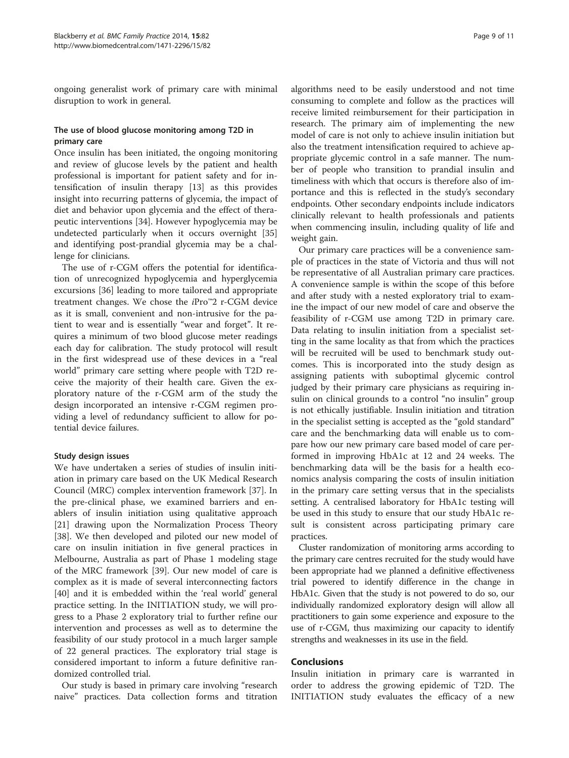ongoing generalist work of primary care with minimal disruption to work in general.

### The use of blood glucose monitoring among T2D in primary care

Once insulin has been initiated, the ongoing monitoring and review of glucose levels by the patient and health professional is important for patient safety and for intensification of insulin therapy [13] as this provides insight into recurring patterns of glycemia, the impact of diet and behavior upon glycemia and the effect of therapeutic interventions [34]. However hypoglycemia may be undetected particularly when it occurs overnight [35] and identifying post-prandial glycemia may be a challenge for clinicians.

The use of r-CGM offers the potential for identification of unrecognized hypoglycemia and hyperglycemia excursions [36] leading to more tailored and appropriate treatment changes. We chose the *i*Pro™2 r-CGM device as it is small, convenient and non-intrusive for the patient to wear and is essentially "wear and forget". It requires a minimum of two blood glucose meter readings each day for calibration. The study protocol will result in the first widespread use of these devices in a "real world" primary care setting where people with T2D receive the majority of their health care. Given the exploratory nature of the r-CGM arm of the study the design incorporated an intensive r-CGM regimen providing a level of redundancy sufficient to allow for potential device failures.

### Study design issues

We have undertaken a series of studies of insulin initiation in primary care based on the UK Medical Research Council (MRC) complex intervention framework [37]. In the pre-clinical phase, we examined barriers and enablers of insulin initiation using qualitative approach [21] drawing upon the Normalization Process Theory [38]. We then developed and piloted our new model of care on insulin initiation in five general practices in Melbourne, Australia as part of Phase 1 modeling stage of the MRC framework [39]. Our new model of care is complex as it is made of several interconnecting factors [40] and it is embedded within the 'real world' general practice setting. In the INITIATION study, we will progress to a Phase 2 exploratory trial to further refine our intervention and processes as well as to determine the feasibility of our study protocol in a much larger sample of 22 general practices. The exploratory trial stage is considered important to inform a future definitive randomized controlled trial.

Our study is based in primary care involving "research naive" practices. Data collection forms and titration algorithms need to be easily understood and not time consuming to complete and follow as the practices will receive limited reimbursement for their participation in research. The primary aim of implementing the new model of care is not only to achieve insulin initiation but also the treatment intensification required to achieve appropriate glycemic control in a safe manner. The number of people who transition to prandial insulin and timeliness with which that occurs is therefore also of importance and this is reflected in the study's secondary endpoints. Other secondary endpoints include indicators clinically relevant to health professionals and patients when commencing insulin, including quality of life and weight gain.

Our primary care practices will be a convenience sample of practices in the state of Victoria and thus will not be representative of all Australian primary care practices. A convenience sample is within the scope of this before and after study with a nested exploratory trial to examine the impact of our new model of care and observe the feasibility of r-CGM use among T2D in primary care. Data relating to insulin initiation from a specialist setting in the same locality as that from which the practices will be recruited will be used to benchmark study outcomes. This is incorporated into the study design as assigning patients with suboptimal glycemic control judged by their primary care physicians as requiring insulin on clinical grounds to a control "no insulin" group is not ethically justifiable. Insulin initiation and titration in the specialist setting is accepted as the "gold standard" care and the benchmarking data will enable us to compare how our new primary care based model of care performed in improving HbA1c at 12 and 24 weeks. The benchmarking data will be the basis for a health economics analysis comparing the costs of insulin initiation in the primary care setting versus that in the specialists setting. A centralised laboratory for HbA1c testing will be used in this study to ensure that our study HbA1c result is consistent across participating primary care practices.

Cluster randomization of monitoring arms according to the primary care centres recruited for the study would have been appropriate had we planned a definitive effectiveness trial powered to identify difference in the change in HbA1c. Given that the study is not powered to do so, our individually randomized exploratory design will allow all practitioners to gain some experience and exposure to the use of r-CGM, thus maximizing our capacity to identify strengths and weaknesses in its use in the field.

## Conclusions

Insulin initiation in primary care is warranted in order to address the growing epidemic of T2D. The INITIATION study evaluates the efficacy of a new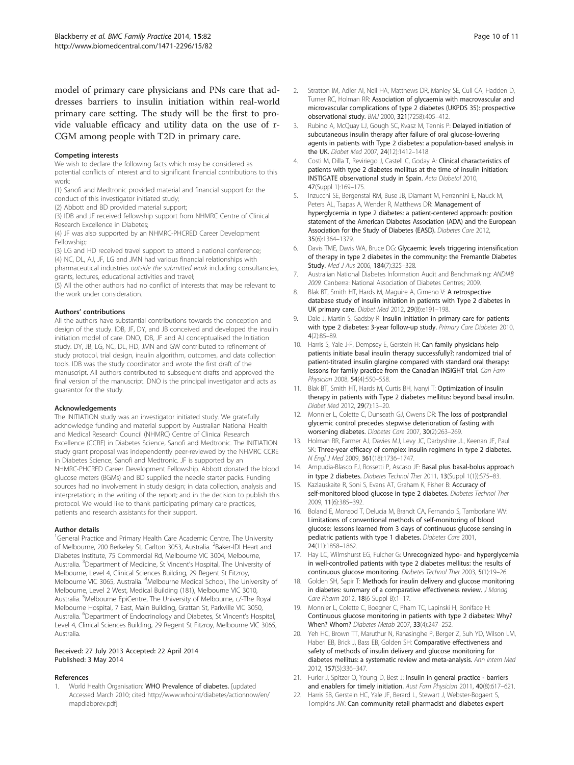model of primary care physicians and PNs care that addresses barriers to insulin initiation within real-world primary care setting. The study will be the first to provide valuable efficacy and utility data on the use of r-CGM among people with T2D in primary care.

#### Competing interests

We wish to declare the following facts which may be considered as potential conflicts of interest and to significant financial contributions to this work:

(1) Sanofi and Medtronic provided material and financial support for the conduct of this investigator initiated study;

(2) Abbott and BD provided material support;

(3) IDB and JF received fellowship support from NHMRC Centre of Clinical Research Excellence in Diabetes;

(4) JF was also supported by an NHMRC-PHCRED Career Development Fellowship;

(3) LG and HD received travel support to attend a national conference;

(4) NC, DL, AJ, JF, LG and JMN had various financial relationships with pharmaceutical industries *outside the submitted work* including consultancies, grants, lectures, educational activities and travel;

(5) All the other authors had no conflict of interests that may be relevant to the work under consideration.

#### Authors' contributions

All the authors have substantial contributions towards the conception and design of the study. IDB, JF, DY, and JB conceived and developed the insulin initiation model of care. DNO, IDB, JF and AJ conceptualised the Initiation study. DY, JB, LG, NC, DL, HD, JMN and GW contributed to refinement of study protocol, trial design, insulin algorithm, outcomes, and data collection tools. IDB was the study coordinator and wrote the first draft of the manuscript. All authors contributed to subsequent drafts and approved the final version of the manuscript. DNO is the principal investigator and acts as guarantor for the study.

#### Acknowledgements

The INITIATION study was an investigator initiated study. We gratefully acknowledge funding and material support by Australian National Health and Medical Research Council (NHMRC) Centre of Clinical Research Excellence (CCRE) in Diabetes Science, Sanofi and Medtronic. The INITIATION study grant proposal was independently peer-reviewed by the NHMRC CCRE in Diabetes Science, Sanofi and Medtronic. JF is supported by an NHMRC-PHCRED Career Development Fellowship. Abbott donated the blood glucose meters (BGMs) and BD supplied the needle starter packs. Funding sources had no involvement in study design; in data collection, analysis and interpretation; in the writing of the report; and in the decision to publish this protocol. We would like to thank participating primary care practices, patients and research assistants for their support.

#### Author details

[1]General Practice and Primary Health Care Academic Centre, The University of Melbourne, 200 Berkeley St, Carlton 3053, Australia. [2]Baker-IDI Heart and Diabetes Institute, 75 Commercial Rd, Melbourne VIC 3004, Melbourne, Australia. [3]Department of Medicine, St Vincent's Hospital, The University of Melbourne, Level 4, Clinical Sciences Building, 29 Regent St Fitzroy, Melbourne VIC 3065, Australia. [4]Melbourne Medical School, The University of Melbourne, Level 2 West, Medical Building (181), Melbourne VIC 3010, Australia. [5]Melbourne EpiCentre, The University of Melbourne, c/-The Royal Melbourne Hospital, 7 East, Main Building, Grattan St, Parkville VIC 3050, Australia. [6]Department of Endocrinology and Diabetes, St Vincent's Hospital, Level 4, Clinical Sciences Building, 29 Regent St Fitzroy, Melbourne VIC 3065, Australia.

Received: 27 July 2013 Accepted: 22 April 2014
Published: 3 May 2014

#### References

1. World Health Organisation: **WHO Prevalence of diabetes.** [updated Accessed March 2010; cited http://www.who.int/diabetes/actionnow/en/mapdiabprev.pdf]
2. Stratton IM, Adler AI, Neil HA, Matthews DR, Manley SE, Cull CA, Hadden D, Turner RC, Holman RR: **Association of glycaemia with macrovascular and microvascular complications of type 2 diabetes (UKPDS 35): prospective observational study.** *BMJ* 2000, **321**(7258):405–412.
3. Rubino A, McQuay LJ, Gough SC, Kvasz M, Tennis P: **Delayed initiation of subcutaneous insulin therapy after failure of oral glucose-lowering agents in patients with Type 2 diabetes: a population-based analysis in the UK.** *Diabet Med* 2007, **24**(12):1412–1418.
4. Costi M, Dilla T, Reviriego J, Castell C, Goday A: **Clinical characteristics of patients with type 2 diabetes mellitus at the time of insulin initiation: INSTIGATE observational study in Spain.** *Acta Diabetol* 2010, **47**(Suppl 1):169–175.
5. Inzucchi SE, Bergenstal RM, Buse JB, Diamant M, Ferrannini E, Nauck M, Peters AL, Tsapas A, Wender R, Matthews DR: **Management of hyperglycemia in type 2 diabetes: a patient-centered approach: position statement of the American Diabetes Association (ADA) and the European Association for the Study of Diabetes (EASD).** *Diabetes Care* 2012, **35**(6):1364–1379.
6. Davis TME, Davis WA, Bruce DG: **Glycaemic levels triggering intensification of therapy in type 2 diabetes in the community: the Fremantle Diabetes Study.** *Med J Aus* 2006, **184**(7):325–328.
7. Australian National Diabetes Information Audit and Benchmarking: *ANDIAB 2009*. Canberra: National Association of Diabetes Centres; 2009.
8. Blak BT, Smith HT, Hards M, Maguire A, Gimeno V: **A retrospective database study of insulin initiation in patients with Type 2 diabetes in UK primary care.** *Diabet Med* 2012, **29**(8):e191–198.
9. Dale J, Martin S, Gadsby R: **Insulin initiation in primary care for patients with type 2 diabetes: 3-year follow-up study.** *Primary Care Diabetes* 2010, **4**(2):85–89.
10. Harris S, Yale J-F, Dempsey E, Gerstein H: **Can family physicians help patients initiate basal insulin therapy successfully?: randomized trial of patient-titrated insulin glargine compared with standard oral therapy: lessons for family practice from the Canadian INSIGHT trial.** *Can Fam Physician* 2008, **54**(4):550–558.
11. Blak BT, Smith HT, Hards M, Curtis BH, Ivanyi T: **Optimization of insulin therapy in patients with Type 2 diabetes mellitus: beyond basal insulin.** *Diabet Med* 2012, **29**(7):13–20.
12. Monnier L, Colette C, Dunseath GJ, Owens DR: **The loss of postprandial glycemic control precedes stepwise deterioration of fasting with worsening diabetes.** *Diabetes Care* 2007, **30**(2):263–269.
13. Holman RR, Farmer AJ, Davies MJ, Levy JC, Darbyshire JL, Keenan JF, Paul SK: **Three-year efficacy of complex insulin regimens in type 2 diabetes.** *N Engl J Med* 2009, **361**(18):1736–1747.
14. Ampudia-Blasco FJ, Rossetti P, Ascaso JF: **Basal plus basal-bolus approach in type 2 diabetes.** *Diabetes Technol Ther* 2011, **13**(Suppl 1(1)):S75–83.
15. Kazlauskaite R, Soni S, Evans AT, Graham K, Fisher B: **Accuracy of self-monitored blood glucose in type 2 diabetes.** *Diabetes Technol Ther* 2009, **11**(6):385–392.
16. Boland E, Monsod T, Delucia M, Brandt CA, Fernando S, Tamborlane WV: **Limitations of conventional methods of self-monitoring of blood glucose: lessons learned from 3 days of continuous glucose sensing in pediatric patients with type 1 diabetes.** *Diabetes Care* 2001, **24**(11):1858–1862.
17. Hay LC, Wilmshurst EG, Fulcher G: **Unrecognized hypo- and hyperglycemia in well-controlled patients with type 2 diabetes mellitus: the results of continuous glucose monitoring.** *Diabetes Technol Ther* 2003, **5**(1):19–26.
18. Golden SH, Sapir T: **Methods for insulin delivery and glucose monitoring in diabetes: summary of a comparative effectiveness review.** *J Manag Care Pharm* 2012, **18**(6 Suppl B):1–17.
19. Monnier L, Colette C, Boegner C, Pham TC, Lapinski H, Boniface H: **Continuous glucose monitoring in patients with type 2 diabetes: Why? When? Whom?** *Diabetes Metab* 2007, **33**(4):247–252.
20. Yeh HC, Brown TT, Maruthur N, Ranasinghe P, Berger Z, Suh YD, Wilson LM, Haberl EB, Brick J, Bass EB, Golden SH: **Comparative effectiveness and safety of methods of insulin delivery and glucose monitoring for diabetes mellitus: a systematic review and meta-analysis.** *Ann Intern Med* 2012, **157**(5):336–347.
21. Furler J, Spitzer O, Young D, Best J: **Insulin in general practice - barriers and enablers for timely initiation.** *Aust Fam Physician* 2011, **40**(8):617–621.
22. Harris SB, Gerstein HC, Yale JF, Berard L, Stewart J, Webster-Bogaert S, Tompkins JW: **Can community retail pharmacist and diabetes expert**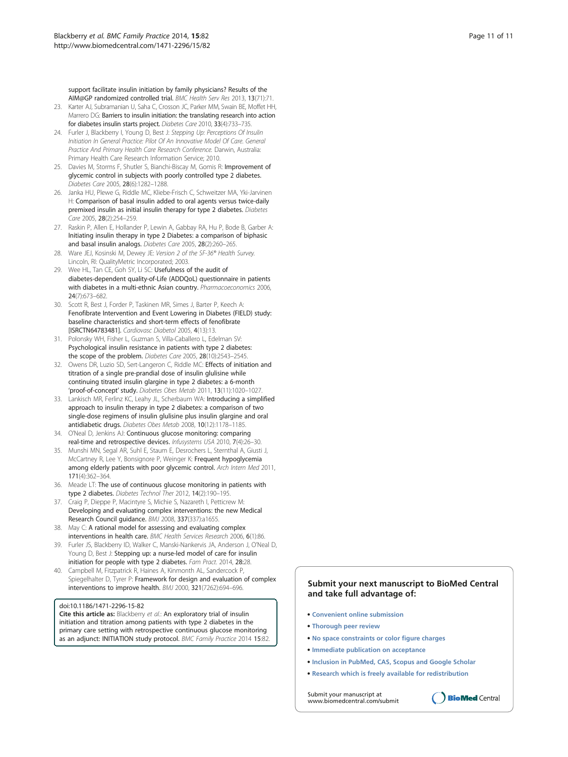support facilitate insulin initiation by family physicians? Results of the AIM@GP randomized controlled trial. *BMC Health Serv Res* 2013, **13**(71):71.

23. Karter AJ, Subramanian U, Saha C, Crosson JC, Parker MM, Swain BE, Moffet HH, Marrero DG: **Barriers to insulin initiation: the translating research into action for diabetes insulin starts project.** *Diabetes Care* 2010, **33**(4):733–735.
24. Furler J, Blackberry I, Young D, Best J: *Stepping Up: Perceptions Of Insulin Initiation In General Practice: Pilot Of An Innovative Model Of Care. General Practice And Primary Health Care Research Conference.* Darwin, Australia: Primary Health Care Research Information Service; 2010.
25. Davies M, Storms F, Shutler S, Bianchi-Biscay M, Gomis R: **Improvement of glycemic control in subjects with poorly controlled type 2 diabetes.** *Diabetes Care* 2005, **28**(6):1282–1288.
26. Janka HU, Plewe G, Riddle MC, Kliebe-Frisch C, Schweitzer MA, Yki-Jarvinen H: **Comparison of basal insulin added to oral agents versus twice-daily premixed insulin as initial insulin therapy for type 2 diabetes.** *Diabetes Care* 2005, **28**(2):254–259.
27. Raskin P, Allen E, Hollander P, Lewin A, Gabbay RA, Hu P, Bode B, Garber A: **Initiating insulin therapy in type 2 Diabetes: a comparison of biphasic and basal insulin analogs.** *Diabetes Care* 2005, **28**(2):260–265.
28. Ware JEJ, Kosinski M, Dewey JE: *Version 2 of the SF-36® Health Survey.* Lincoln, RI: QualityMetric Incorporated; 2003.
29. Wee HL, Tan CE, Goh SY, Li SC: **Usefulness of the audit of diabetes-dependent quality-of-Life (ADDQoL) questionnaire in patients with diabetes in a multi-ethnic Asian country.** *Pharmacoeconomics* 2006, **24**(7):673–682.
30. Scott R, Best J, Forder P, Taskinen MR, Simes J, Barter P, Keech A: **Fenofibrate Intervention and Event Lowering in Diabetes (FIELD) study: baseline characteristics and short-term effects of fenofibrate [ISRCTN64783481].** *Cardiovasc Diabetol* 2005, **4**(13):13.
31. Polonsky WH, Fisher L, Guzman S, Villa-Caballero L, Edelman SV: **Psychological insulin resistance in patients with type 2 diabetes: the scope of the problem.** *Diabetes Care* 2005, **28**(10):2543–2545.
32. Owens DR, Luzio SD, Sert-Langeron C, Riddle MC: **Effects of initiation and titration of a single pre-prandial dose of insulin glulisine while continuing titrated insulin glargine in type 2 diabetes: a 6-month 'proof-of-concept' study.** *Diabetes Obes Metab* 2011, **13**(11):1020–1027.
33. Lankisch MR, Ferlinz KC, Leahy JL, Scherbaum WA: **Introducing a simplified approach to insulin therapy in type 2 diabetes: a comparison of two single-dose regimens of insulin glulisine plus insulin glargine and oral antidiabetic drugs.** *Diabetes Obes Metab* 2008, **10**(12):1178–1185.
34. O'Neal D, Jenkins AJ: **Continuous glucose monitoring: comparing real-time and retrospective devices.** *Infusystems USA* 2010, **7**(4):26–30.
35. Munshi MN, Segal AR, Suhl E, Staum E, Desrochers L, Sternthal A, Giusti J, McCartney R, Lee Y, Bonsignore P, Weinger K: **Frequent hypoglycemia among elderly patients with poor glycemic control.** *Arch Intern Med* 2011, **171**(4):362–364.
36. Meade LT: **The use of continuous glucose monitoring in patients with type 2 diabetes.** *Diabetes Technol Ther* 2012, **14**(2):190–195.
37. Craig P, Dieppe P, Macintyre S, Michie S, Nazareth I, Petticrew M: **Developing and evaluating complex interventions: the new Medical Research Council guidance.** *BMJ* 2008, **337**(337):a1655.
38. May C: **A rational model for assessing and evaluating complex interventions in health care.** *BMC Health Services Research* 2006, **6**(1):86.
39. Furler JS, Blackberry ID, Walker C, Manski-Nankervis JA, Anderson J, O'Neal D, Young D, Best J: **Stepping up: a nurse-led model of care for insulin initiation for people with type 2 diabetes.** *Fam Pract.* 2014, **28**:28.
40. Campbell M, Fitzpatrick R, Haines A, Kinmonth AL, Sandercock P, Spiegelhalter D, Tyrer P: **Framework for design and evaluation of complex interventions to improve health.** *BMJ* 2000, **321**(7262):694–696.

doi:10.1186/1471-2296-15-82

**Cite this article as:** Blackberry *et al.*: An exploratory trial of insulin initiation and titration among patients with type 2 diabetes in the primary care setting with retrospective continuous glucose monitoring as an adjunct: INITIATION study protocol. *BMC Family Practice* 2014 **15**:82.

**Submit your next manuscript to BioMed Central and take full advantage of:**

- **Convenient online submission**
- **Thorough peer review**
- **No space constraints or color figure charges**
- **Immediate publication on acceptance**
- **Inclusion in PubMed, CAS, Scopus and Google Scholar**
- **Research which is freely available for redistribution**

Submit your manuscript at www.biomedcentral.com/submit

BioMed Central